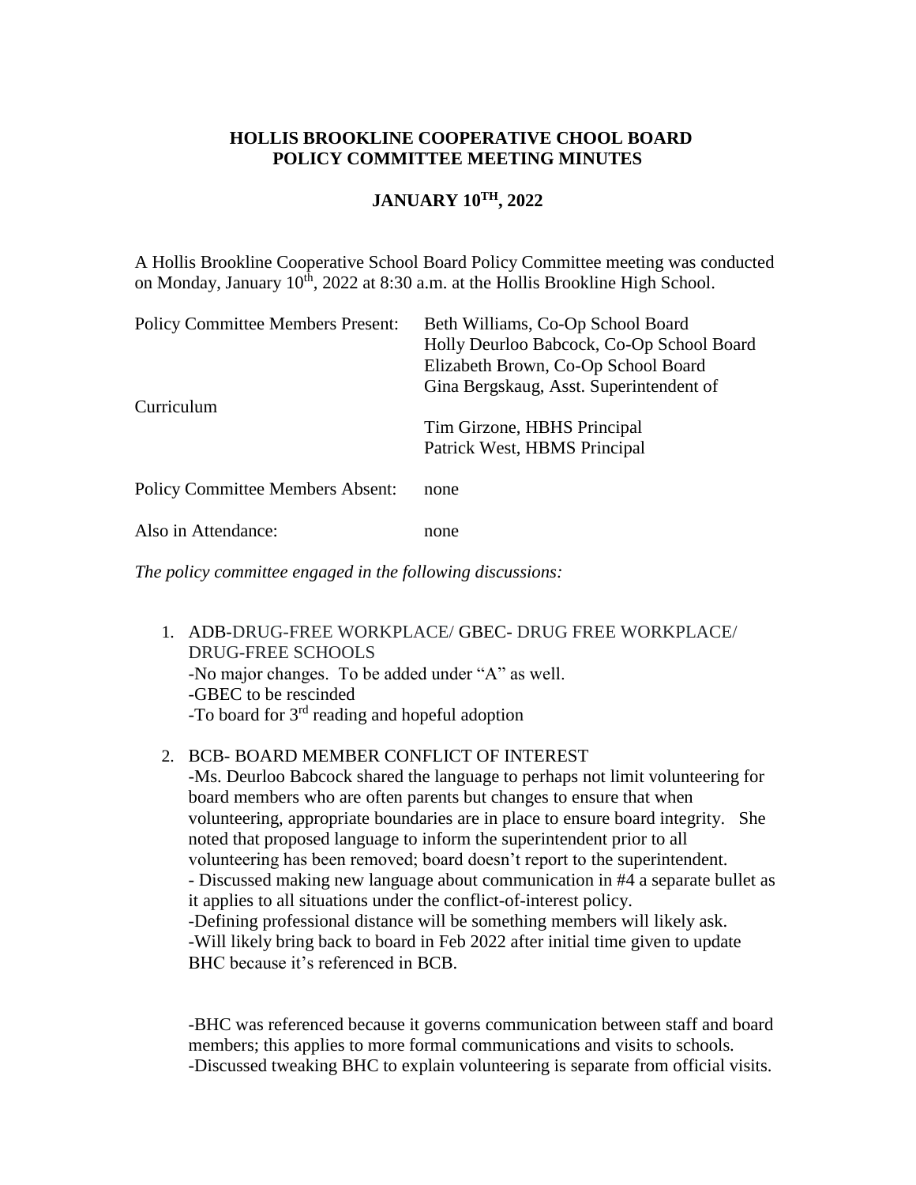**HOLLIS BROOKLINE COOPERATIVE CHOOL BOARD**
**POLICY COMMITTEE MEETING MINUTES**

**JANUARY 10TH, 2022**

A Hollis Brookline Cooperative School Board Policy Committee meeting was conducted on Monday, January 10th, 2022 at 8:30 a.m. at the Hollis Brookline High School.

| | |
|---|---|
| Policy Committee Members Present: | Beth Williams, Co-Op School Board |
| | Holly Deurloo Babcock, Co-Op School Board |
| | Elizabeth Brown, Co-Op School Board |
| | Gina Bergskaug, Asst. Superintendent of Curriculum |
| | Tim Girzone, HBHS Principal |
| | Patrick West, HBMS Principal |
| Policy Committee Members Absent: | none |
| Also in Attendance: | none |

*The policy committee engaged in the following discussions:*

1. ADB-DRUG-FREE WORKPLACE/ GBEC- DRUG FREE WORKPLACE/ DRUG-FREE SCHOOLS
   -No major changes. To be added under "A" as well.
   -GBEC to be rescinded
   -To board for 3rd reading and hopeful adoption

2. BCB- BOARD MEMBER CONFLICT OF INTEREST
   -Ms. Deurloo Babcock shared the language to perhaps not limit volunteering for board members who are often parents but changes to ensure that when volunteering, appropriate boundaries are in place to ensure board integrity. She noted that proposed language to inform the superintendent prior to all volunteering has been removed; board doesn't report to the superintendent.
   - Discussed making new language about communication in #4 a separate bullet as it applies to all situations under the conflict-of-interest policy.
   -Defining professional distance will be something members will likely ask.
   -Will likely bring back to board in Feb 2022 after initial time given to update BHC because it's referenced in BCB.

   -BHC was referenced because it governs communication between staff and board members; this applies to more formal communications and visits to schools.
   -Discussed tweaking BHC to explain volunteering is separate from official visits.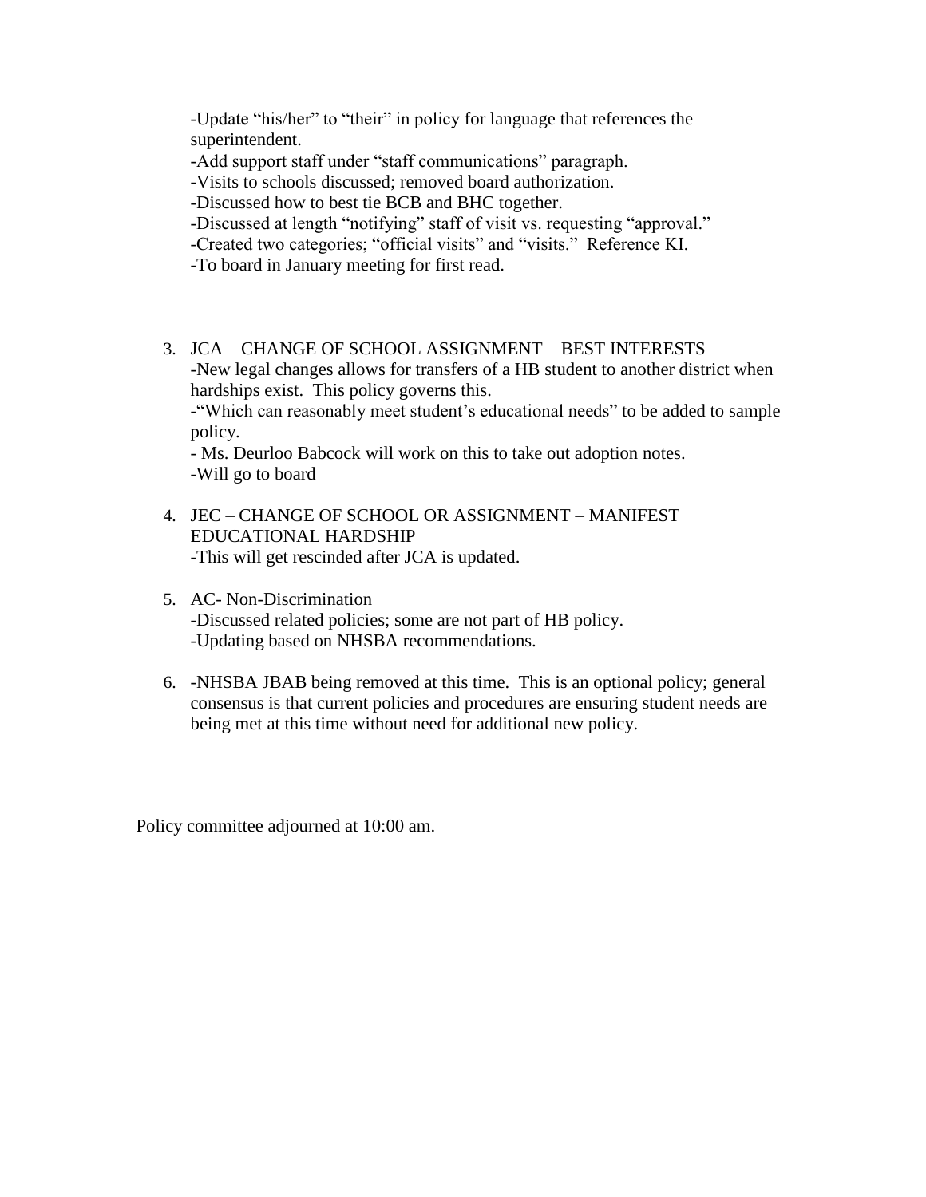-Update "his/her" to "their" in policy for language that references the superintendent.
-Add support staff under "staff communications" paragraph.
-Visits to schools discussed; removed board authorization.
-Discussed how to best tie BCB and BHC together.
-Discussed at length "notifying" staff of visit vs. requesting "approval."
-Created two categories; "official visits" and "visits." Reference KI.
-To board in January meeting for first read.

3. JCA – CHANGE OF SCHOOL ASSIGNMENT – BEST INTERESTS
   -New legal changes allows for transfers of a HB student to another district when hardships exist. This policy governs this.
   -"Which can reasonably meet student's educational needs" to be added to sample policy.
   - Ms. Deurloo Babcock will work on this to take out adoption notes.
   -Will go to board

4. JEC – CHANGE OF SCHOOL OR ASSIGNMENT – MANIFEST EDUCATIONAL HARDSHIP
   -This will get rescinded after JCA is updated.

5. AC- Non-Discrimination
   -Discussed related policies; some are not part of HB policy.
   -Updating based on NHSBA recommendations.

6. -NHSBA JBAB being removed at this time. This is an optional policy; general consensus is that current policies and procedures are ensuring student needs are being met at this time without need for additional new policy.

Policy committee adjourned at 10:00 am.